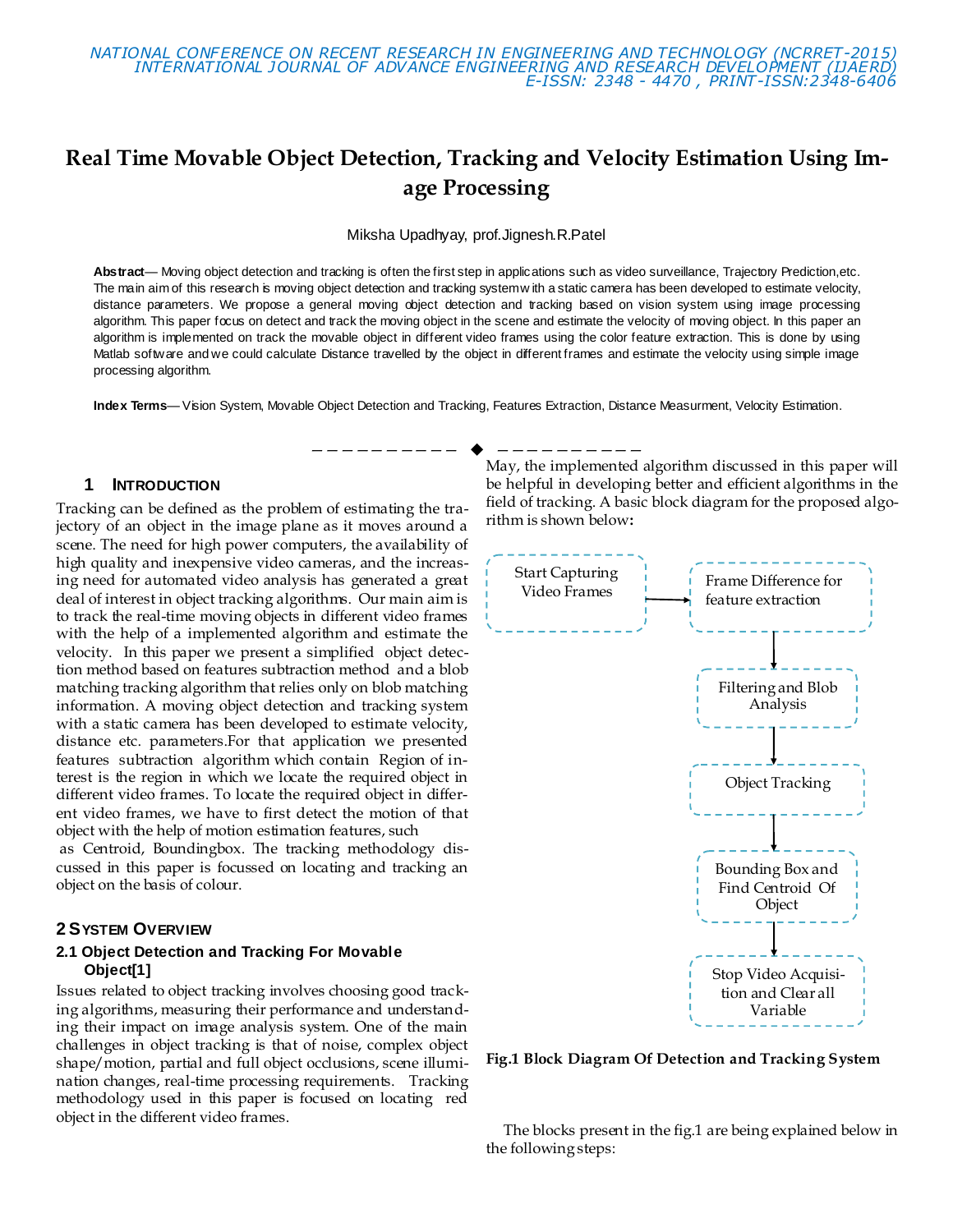# Real Time Movable Object Detection, Tracking and Velocity Estimation Using Image Processing

Miksha Upadhyay, prof.Jignesh.R.Patel

**Abstract**— Moving object detection and tracking is often the first step in applications such as video surveillance, Trajectory Prediction,etc. The main aim of this research is moving object detection and tracking system with a static camera has been developed to estimate velocity, distance parameters. We propose a general moving object detection and tracking based on vision system using image processing algorithm. This paper focus on detect and track the moving object in the scene and estimate the velocity of moving object. In this paper an algorithm is implemented on track the movable object in different video frames using the color feature extraction. This is done by using Matlab software and we could calculate Distance travelled by the object in different frames and estimate the velocity using simple image processing algorithm.

**Index Terms**— Vision System, Movable Object Detection and Tracking, Features Extraction, Distance Measurment, Velocity Estimation.

## 1 Introduction

Tracking can be defined as the problem of estimating the trajectory of an object in the image plane as it moves around a scene. The need for high power computers, the availability of high quality and inexpensive video cameras, and the increasing need for automated video analysis has generated a great deal of interest in object tracking algorithms. Our main aim is to track the real-time moving objects in different video frames with the help of a implemented algorithm and estimate the velocity. In this paper we present a simplified object detection method based on features subtraction method and a blob matching tracking algorithm that relies only on blob matching information. A moving object detection and tracking system with a static camera has been developed to estimate velocity, distance etc. parameters.For that application we presented features subtraction algorithm which contain Region of interest is the region in which we locate the required object in different video frames. To locate the required object in different video frames, we have to first detect the motion of that object with the help of motion estimation features, such as Centroid, Boundingbox. The tracking methodology discussed in this paper is focussed on locating and tracking an object on the basis of colour.

## 2 System Overview

### 2.1 Object Detection and Tracking For Movable Object[1]

Issues related to object tracking involves choosing good tracking algorithms, measuring their performance and understanding their impact on image analysis system. One of the main challenges in object tracking is that of noise, complex object shape/motion, partial and full object occlusions, scene illumination changes, real-time processing requirements. Tracking methodology used in this paper is focused on locating red object in the different video frames.

May, the implemented algorithm discussed in this paper will be helpful in developing better and efficient algorithms in the field of tracking. A basic block diagram for the proposed algorithm is shown below:

Start Capturing Video Frames → Frame Difference for feature extraction → Filtering and Blob Analysis → Object Tracking → Bounding Box and Find Centroid Of Object → Stop Video Acquisition and Clear all Variable

**Fig.1 Block Diagram Of Detection and Tracking System**

The blocks present in the fig.1 are being explained below in the following steps: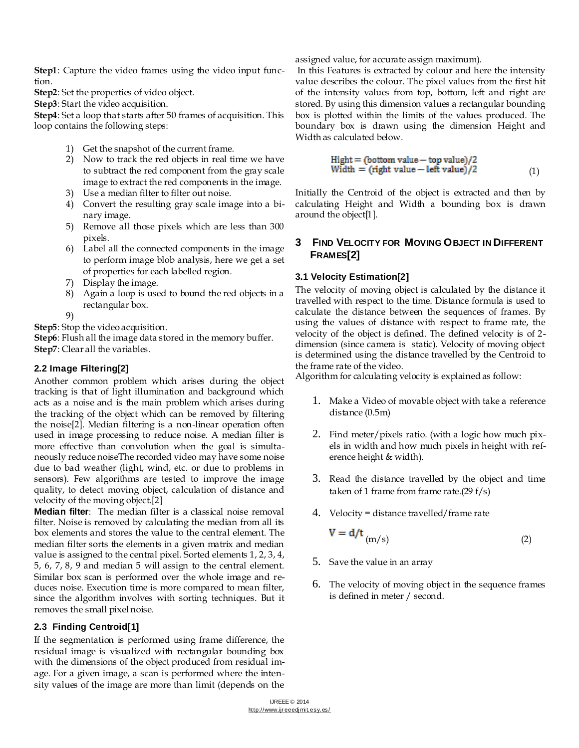**Step1**: Capture the video frames using the video input function.

**Step2**: Set the properties of video object.

**Step3**: Start the video acquisition.

**Step4**: Set a loop that starts after 50 frames of acquisition. This loop contains the following steps:

1) Get the snapshot of the current frame.
2) Now to track the red objects in real time we have to subtract the red component from the gray scale image to extract the red components in the image.
3) Use a median filter to filter out noise.
4) Convert the resulting gray scale image into a binary image.
5) Remove all those pixels which are less than 300 pixels.
6) Label all the connected components in the image to perform image blob analysis, here we get a set of properties for each labelled region.
7) Display the image.
8) Again a loop is used to bound the red objects in a rectangular box.
9)

**Step5**: Stop the video acquisition.

**Step6**: Flush all the image data stored in the memory buffer.

**Step7**: Clear all the variables.

### 2.2 Image Filtering[2]

Another common problem which arises during the object tracking is that of light illumination and background which acts as a noise and is the main problem which arises during the tracking of the object which can be removed by filtering the noise[2]. Median filtering is a non-linear operation often used in image processing to reduce noise. A median filter is more effective than convolution when the goal is simultaneously reduce noiseThe recorded video may have some noise due to bad weather (light, wind, etc. or due to problems in sensors). Few algorithms are tested to improve the image quality, to detect moving object, calculation of distance and velocity of the moving object.[2]

**Median filter**: The median filter is a classical noise removal filter. Noise is removed by calculating the median from all its box elements and stores the value to the central element. The median filter sorts the elements in a given matrix and median value is assigned to the central pixel. Sorted elements 1, 2, 3, 4, 5, 6, 7, 8, 9 and median 5 will assign to the central element. Similar box scan is performed over the whole image and reduces noise. Execution time is more compared to mean filter, since the algorithm involves with sorting techniques. But it removes the small pixel noise.

### 2.3 Finding Centroid[1]

If the segmentation is performed using frame difference, the residual image is visualized with rectangular bounding box with the dimensions of the object produced from residual image. For a given image, a scan is performed where the intensity values of the image are more than limit (depends on the assigned value, for accurate assign maximum).

In this Features is extracted by colour and here the intensity value describes the colour. The pixel values from the first hit of the intensity values from top, bottom, left and right are stored. By using this dimension values a rectangular bounding box is plotted within the limits of the values produced. The boundary box is drawn using the dimension Height and Width as calculated below.

$$\text{Hight} = (\text{bottom value} - \text{top value})/2$$
$$\text{Width} = (\text{right value} - \text{left value})/2 \qquad (1)$$

Initially the Centroid of the object is extracted and then by calculating Height and Width a bounding box is drawn around the object[1].

## 3 Find Velocity for Moving Object in Different Frames[2]

### 3.1 Velocity Estimation[2]

The velocity of moving object is calculated by the distance it travelled with respect to the time. Distance formula is used to calculate the distance between the sequences of frames. By using the values of distance with respect to frame rate, the velocity of the object is defined. The defined velocity is of 2-dimension (since camera is static). Velocity of moving object is determined using the distance travelled by the Centroid to the frame rate of the video.

Algorithm for calculating velocity is explained as follow:

1. Make a Video of movable object with take a reference distance (0.5m)
2. Find meter/pixels ratio. (with a logic how much pixels in width and how much pixels in height with reference height & width).
3. Read the distance travelled by the object and time taken of 1 frame from frame rate.(29 f/s)
4. Velocity = distance travelled/frame rate

   $$V = d/t \text{ (m/s)} \qquad (2)$$

5. Save the value in an array
6. The velocity of moving object in the sequence frames is defined in meter / second.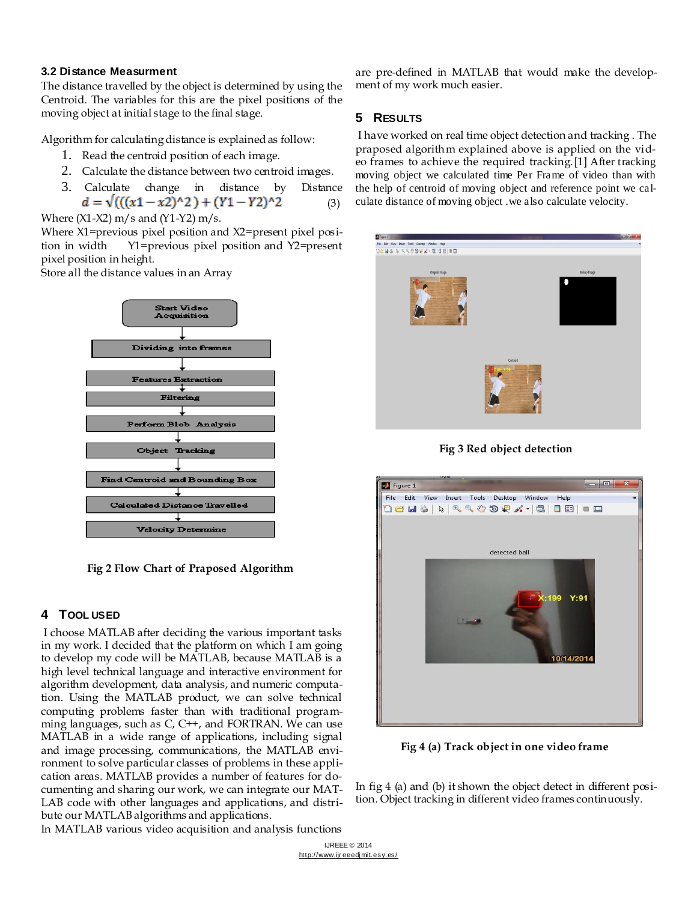### 3.2 Distance Measurment

The distance travelled by the object is determined by using the Centroid. The variables for this are the pixel positions of the moving object at initial stage to the final stage.

Algorithm for calculating distance is explained as follow:

1. Read the centroid position of each image.
2. Calculate the distance between two centroid images.
3. Calculate change in distance by Distance

$$d = \sqrt{(((x1 - x2)^2) + (Y1 - Y2)^2} \quad (3)$$

Where (X1-X2) m/s and (Y1-Y2) m/s.
Where X1=previous pixel position and X2=present pixel position in width  Y1=previous pixel position and Y2=present pixel position in height.
Store all the distance values in an Array

Start Video Acquisition → Dividing into frames → Features Extraction → Filtering → Perform Blob Analysis → Object Tracking → Find Centroid and Bounding Box → Calculated Distance Travelled → Velocity Determine

**Fig 2 Flow Chart of Praposed Algorithm**

## 4 Tool Used

I choose MATLAB after deciding the various important tasks in my work. I decided that the platform on which I am going to develop my code will be MATLAB, because MATLAB is a high level technical language and interactive environment for algorithm development, data analysis, and numeric computation. Using the MATLAB product, we can solve technical computing problems faster than with traditional programming languages, such as C, C++, and FORTRAN. We can use MATLAB in a wide range of applications, including signal and image processing, communications, the MATLAB environment to solve particular classes of problems in these application areas. MATLAB provides a number of features for documenting and sharing our work, we can integrate our MATLAB code with other languages and applications, and distribute our MATLAB algorithms and applications.
In MATLAB various video acquisition and analysis functions are pre-defined in MATLAB that would make the development of my work much easier.

## 5 Results

I have worked on real time object detection and tracking . The praposed algorithm explained above is applied on the video frames to achieve the required tracking.[1] After tracking moving object we calculated time Per Frame of video than with the help of centroid of moving object and reference point we calculate distance of moving object .we also calculate velocity.

**Fig 3 Red object detection**

**Fig 4 (a) Track object in one video frame**

In fig 4 (a) and (b) it shown the object detect in different position. Object tracking in different video frames continuously.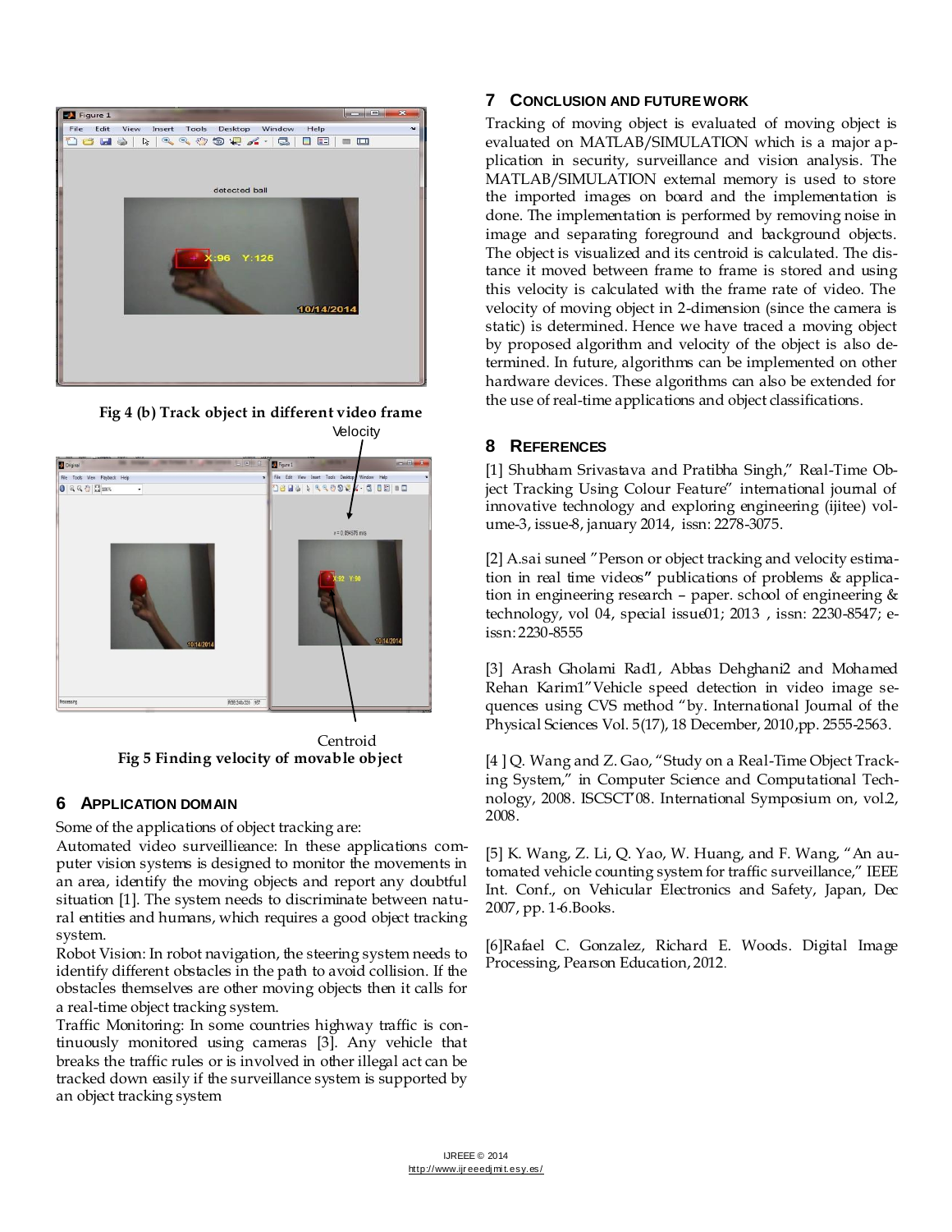Fig 4 (b) Track object in different video frame

Velocity

Centroid

Fig 5 Finding velocity of movable object

## 6 APPLICATION DOMAIN

Some of the applications of object tracking are:

Automated video surveillieance: In these applications computer vision systems is designed to monitor the movements in an area, identify the moving objects and report any doubtful situation [1]. The system needs to discriminate between natural entities and humans, which requires a good object tracking system.

Robot Vision: In robot navigation, the steering system needs to identify different obstacles in the path to avoid collision. If the obstacles themselves are other moving objects then it calls for a real-time object tracking system.

Traffic Monitoring: In some countries highway traffic is continuously monitored using cameras [3]. Any vehicle that breaks the traffic rules or is involved in other illegal act can be tracked down easily if the surveillance system is supported by an object tracking system

## 7 CONCLUSION AND FUTURE WORK

Tracking of moving object is evaluated of moving object is evaluated on MATLAB/SIMULATION which is a major application in security, surveillance and vision analysis. The MATLAB/SIMULATION external memory is used to store the imported images on board and the implementation is done. The implementation is performed by removing noise in image and separating foreground and background objects. The object is visualized and its centroid is calculated. The distance it moved between frame to frame is stored and using this velocity is calculated with the frame rate of video. The velocity of moving object in 2-dimension (since the camera is static) is determined. Hence we have traced a moving object by proposed algorithm and velocity of the object is also determined. In future, algorithms can be implemented on other hardware devices. These algorithms can also be extended for the use of real-time applications and object classifications.

## 8 REFERENCES

[1] Shubham Srivastava and Pratibha Singh," Real-Time Object Tracking Using Colour Feature" international journal of innovative technology and exploring engineering (ijitee) volume-3, issue-8, january 2014, issn: 2278-3075.

[2] A.sai suneel "Person or object tracking and velocity estimation in real time videos" publications of problems & application in engineering research – paper. school of engineering & technology, vol 04, special issue01; 2013 , issn: 2230-8547; e-issn: 2230-8555

[3] Arash Gholami Rad1, Abbas Dehghani2 and Mohamed Rehan Karim1"Vehicle speed detection in video image sequences using CVS method "by. International Journal of the Physical Sciences Vol. 5(17), 18 December, 2010,pp. 2555-2563.

[4 ] Q. Wang and Z. Gao, "Study on a Real-Time Object Tracking System," in Computer Science and Computational Technology, 2008. ISCSCT'08. International Symposium on, vol.2, 2008.

[5] K. Wang, Z. Li, Q. Yao, W. Huang, and F. Wang, "An automated vehicle counting system for traffic surveillance," IEEE Int. Conf., on Vehicular Electronics and Safety, Japan, Dec 2007, pp. 1-6.Books.

[6]Rafael C. Gonzalez, Richard E. Woods. Digital Image Processing, Pearson Education, 2012.